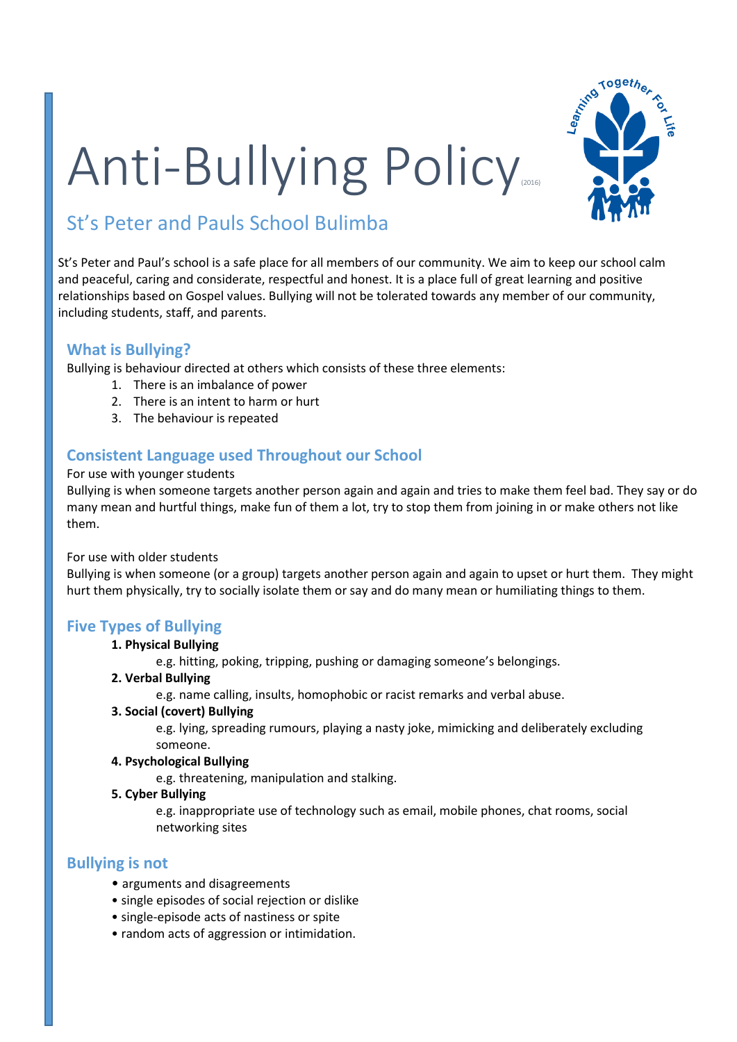# Anti-Bullying Policy (2016)

## St's Peter and Pauls School Bulimba

St's Peter and Paul's school is a safe place for all members of our community. We aim to keep our school calm and peaceful, caring and considerate, respectful and honest. It is a place full of great learning and positive relationships based on Gospel values. Bullying will not be tolerated towards any member of our community, including students, staff, and parents.

### What is Bullying?

Bullying is behaviour directed at others which consists of these three elements:

1. There is an imbalance of power
2. There is an intent to harm or hurt
3. The behaviour is repeated

### Consistent Language used Throughout our School

For use with younger students

Bullying is when someone targets another person again and again and tries to make them feel bad. They say or do many mean and hurtful things, make fun of them a lot, try to stop them from joining in or make others not like them.

For use with older students

Bullying is when someone (or a group) targets another person again and again to upset or hurt them. They might hurt them physically, try to socially isolate them or say and do many mean or humiliating things to them.

### Five Types of Bullying

1. **Physical Bullying**
   e.g. hitting, poking, tripping, pushing or damaging someone's belongings.
2. **Verbal Bullying**
   e.g. name calling, insults, homophobic or racist remarks and verbal abuse.
3. **Social (covert) Bullying**
   e.g. lying, spreading rumours, playing a nasty joke, mimicking and deliberately excluding someone.
4. **Psychological Bullying**
   e.g. threatening, manipulation and stalking.
5. **Cyber Bullying**
   e.g. inappropriate use of technology such as email, mobile phones, chat rooms, social networking sites

### Bullying is not

- arguments and disagreements
- single episodes of social rejection or dislike
- single-episode acts of nastiness or spite
- random acts of aggression or intimidation.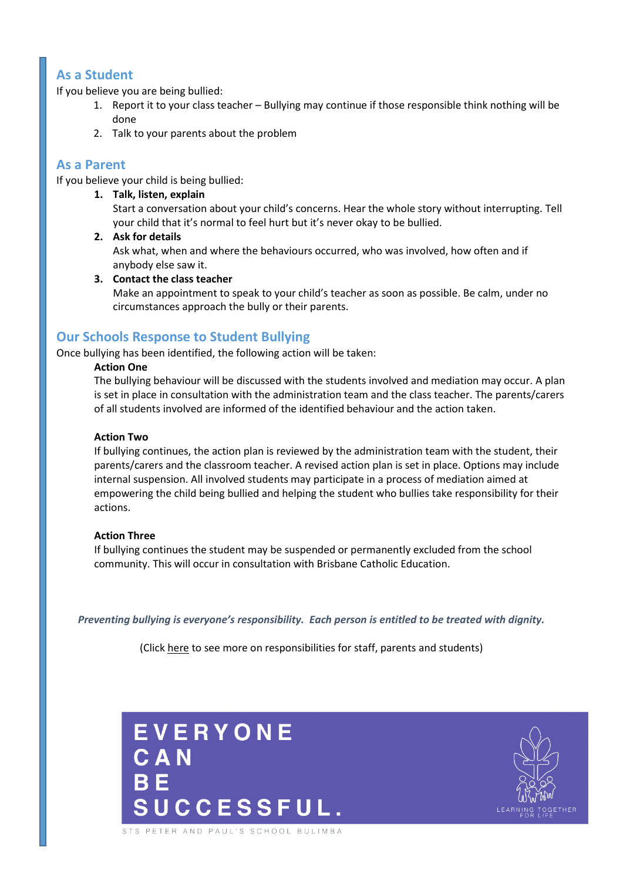## As a Student

If you believe you are being bullied:

1. Report it to your class teacher – Bullying may continue if those responsible think nothing will be done
2. Talk to your parents about the problem

## As a Parent

If you believe your child is being bullied:

1. **Talk, listen, explain**
   Start a conversation about your child's concerns. Hear the whole story without interrupting. Tell your child that it's normal to feel hurt but it's never okay to be bullied.
2. **Ask for details**
   Ask what, when and where the behaviours occurred, who was involved, how often and if anybody else saw it.
3. **Contact the class teacher**
   Make an appointment to speak to your child's teacher as soon as possible. Be calm, under no circumstances approach the bully or their parents.

## Our Schools Response to Student Bullying

Once bullying has been identified, the following action will be taken:

**Action One**

The bullying behaviour will be discussed with the students involved and mediation may occur. A plan is set in place in consultation with the administration team and the class teacher. The parents/carers of all students involved are informed of the identified behaviour and the action taken.

**Action Two**

If bullying continues, the action plan is reviewed by the administration team with the student, their parents/carers and the classroom teacher. A revised action plan is set in place. Options may include internal suspension. All involved students may participate in a process of mediation aimed at empowering the child being bullied and helping the student who bullies take responsibility for their actions.

**Action Three**

If bullying continues the student may be suspended or permanently excluded from the school community. This will occur in consultation with Brisbane Catholic Education.

***Preventing bullying is everyone's responsibility. Each person is entitled to be treated with dignity.***

(Click here to see more on responsibilities for staff, parents and students)

EVERYONE CAN BE SUCCESSFUL.

LEARNING TOGETHER FOR LIFE

STS PETER AND PAUL'S SCHOOL BULIMBA